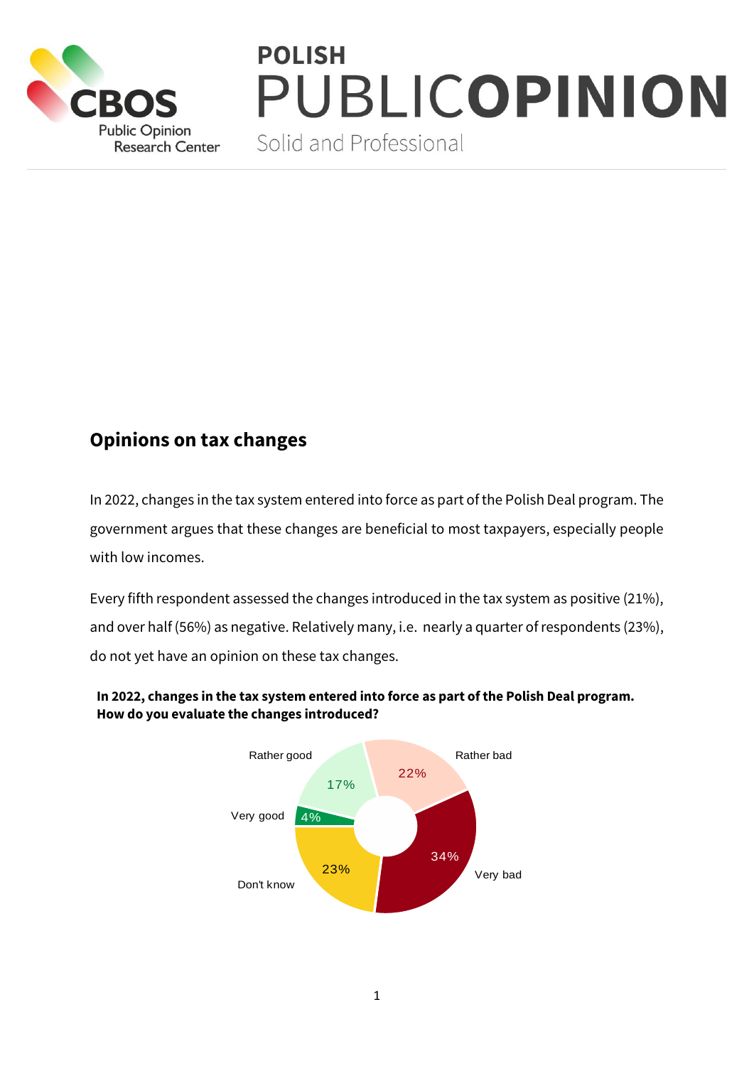# POLISH PUBLICOPINION

Solid and Professional

## Opinions on tax changes

In 2022, changes in the tax system entered into force as part of the Polish Deal program. The government argues that these changes are beneficial to most taxpayers, especially people with low incomes.

Every fifth respondent assessed the changes introduced in the tax system as positive (21%), and over half (56%) as negative. Relatively many, i.e. nearly a quarter of respondents (23%), do not yet have an opinion on these tax changes.

**In 2022, changes in the tax system entered into force as part of the Polish Deal program. How do you evaluate the changes introduced?**

| Response | % |
|---|---|
| Very good | 4% |
| Rather good | 17% |
| Rather bad | 22% |
| Very bad | 34% |
| Don't know | 23% |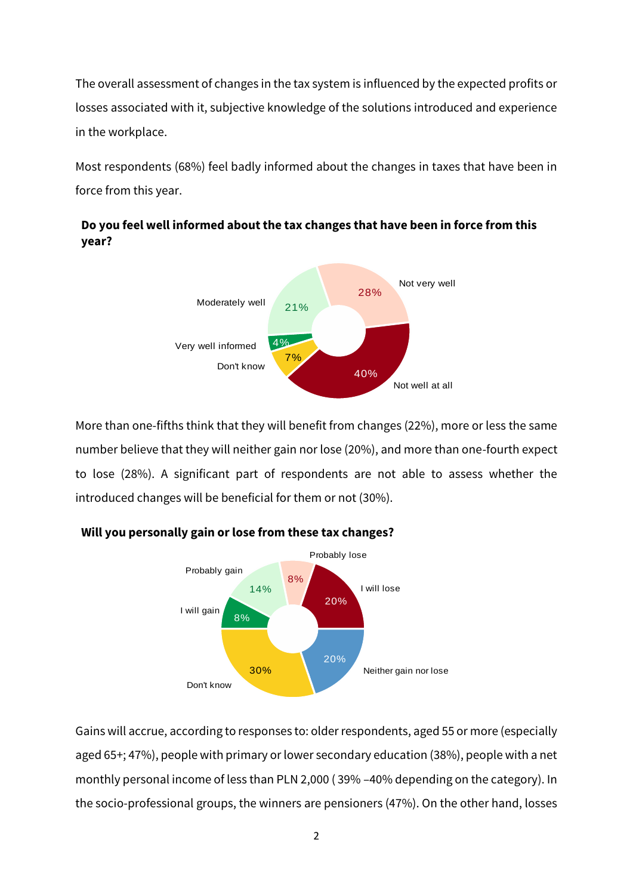The overall assessment of changes in the tax system is influenced by the expected profits or losses associated with it, subjective knowledge of the solutions introduced and experience in the workplace.

Most respondents (68%) feel badly informed about the changes in taxes that have been in force from this year.

**Do you feel well informed about the tax changes that have been in force from this year?**

| Response | % |
|---|---|
| Very well informed | 4% |
| Moderately well | 21% |
| Not very well | 28% |
| Not well at all | 40% |
| Don't know | 7% |

More than one-fifths think that they will benefit from changes (22%), more or less the same number believe that they will neither gain nor lose (20%), and more than one-fourth expect to lose (28%). A significant part of respondents are not able to assess whether the introduced changes will be beneficial for them or not (30%).

**Will you personally gain or lose from these tax changes?**

| Response | % |
|---|---|
| I will gain | 8% |
| Probably gain | 14% |
| Probably lose | 8% |
| I will lose | 20% |
| Neither gain nor lose | 20% |
| Don't know | 30% |

Gains will accrue, according to responses to: older respondents, aged 55 or more (especially aged 65+; 47%), people with primary or lower secondary education (38%), people with a net monthly personal income of less than PLN 2,000 ( 39% –40% depending on the category). In the socio-professional groups, the winners are pensioners (47%). On the other hand, losses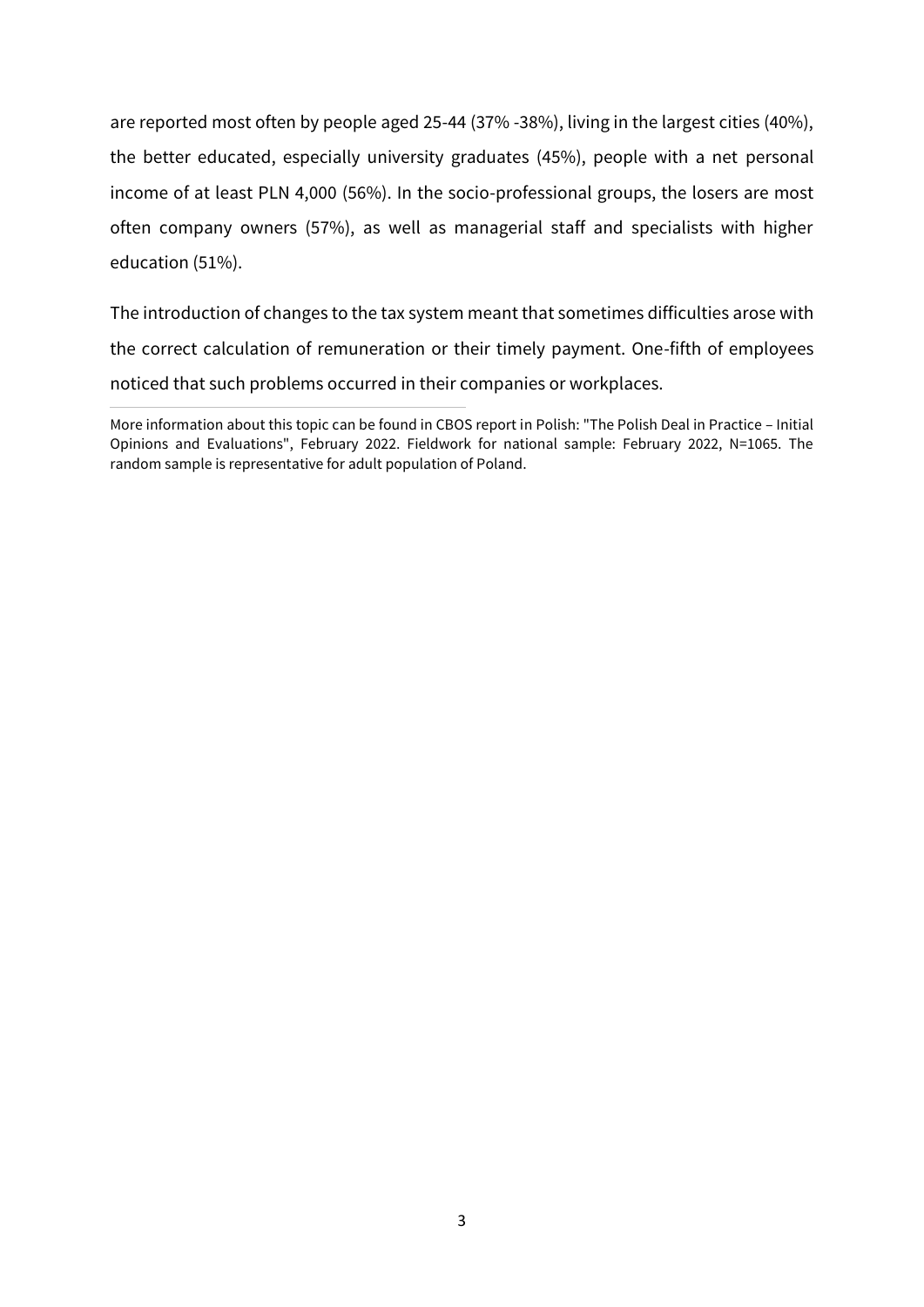are reported most often by people aged 25-44 (37% -38%), living in the largest cities (40%), the better educated, especially university graduates (45%), people with a net personal income of at least PLN 4,000 (56%). In the socio-professional groups, the losers are most often company owners (57%), as well as managerial staff and specialists with higher education (51%).

The introduction of changes to the tax system meant that sometimes difficulties arose with the correct calculation of remuneration or their timely payment. One-fifth of employees noticed that such problems occurred in their companies or workplaces.

---

More information about this topic can be found in CBOS report in Polish: "The Polish Deal in Practice – Initial Opinions and Evaluations", February 2022. Fieldwork for national sample: February 2022, N=1065. The random sample is representative for adult population of Poland.